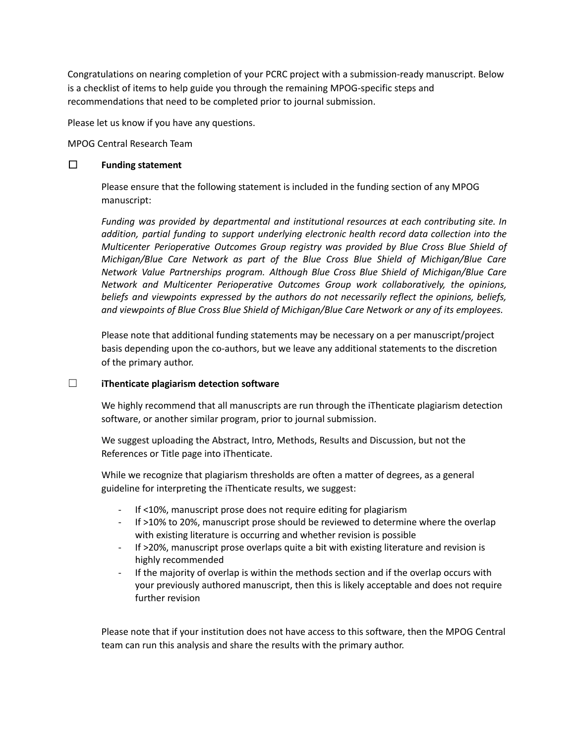Congratulations on nearing completion of your PCRC project with a submission-ready manuscript. Below is a checklist of items to help guide you through the remaining MPOG-specific steps and recommendations that need to be completed prior to journal submission.

Please let us know if you have any questions.

MPOG Central Research Team

☐ **Funding statement**

Please ensure that the following statement is included in the funding section of any MPOG manuscript:

*Funding was provided by departmental and institutional resources at each contributing site. In addition, partial funding to support underlying electronic health record data collection into the Multicenter Perioperative Outcomes Group registry was provided by Blue Cross Blue Shield of Michigan/Blue Care Network as part of the Blue Cross Blue Shield of Michigan/Blue Care Network Value Partnerships program. Although Blue Cross Blue Shield of Michigan/Blue Care Network and Multicenter Perioperative Outcomes Group work collaboratively, the opinions, beliefs and viewpoints expressed by the authors do not necessarily reflect the opinions, beliefs, and viewpoints of Blue Cross Blue Shield of Michigan/Blue Care Network or any of its employees.*

Please note that additional funding statements may be necessary on a per manuscript/project basis depending upon the co-authors, but we leave any additional statements to the discretion of the primary author.

☐ **iThenticate plagiarism detection software**

We highly recommend that all manuscripts are run through the iThenticate plagiarism detection software, or another similar program, prior to journal submission.

We suggest uploading the Abstract, Intro, Methods, Results and Discussion, but not the References or Title page into iThenticate.

While we recognize that plagiarism thresholds are often a matter of degrees, as a general guideline for interpreting the iThenticate results, we suggest:

- If <10%, manuscript prose does not require editing for plagiarism
- If >10% to 20%, manuscript prose should be reviewed to determine where the overlap with existing literature is occurring and whether revision is possible
- If >20%, manuscript prose overlaps quite a bit with existing literature and revision is highly recommended
- If the majority of overlap is within the methods section and if the overlap occurs with your previously authored manuscript, then this is likely acceptable and does not require further revision

Please note that if your institution does not have access to this software, then the MPOG Central team can run this analysis and share the results with the primary author.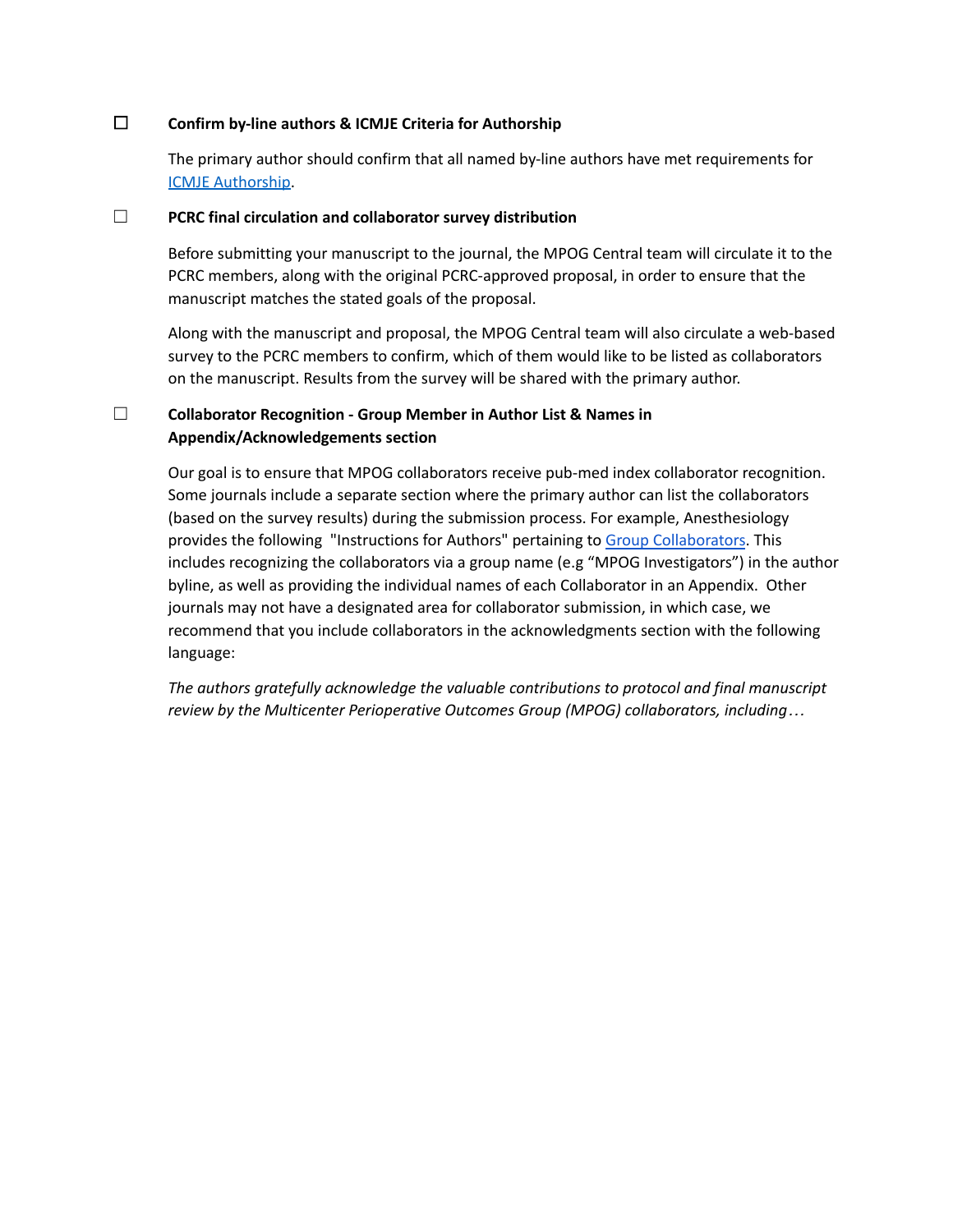- [ ] **Confirm by-line authors & ICMJE Criteria for Authorship**

  The primary author should confirm that all named by-line authors have met requirements for [ICMJE Authorship](ICMJE Authorship).

- [ ] **PCRC final circulation and collaborator survey distribution**

  Before submitting your manuscript to the journal, the MPOG Central team will circulate it to the PCRC members, along with the original PCRC-approved proposal, in order to ensure that the manuscript matches the stated goals of the proposal.

  Along with the manuscript and proposal, the MPOG Central team will also circulate a web-based survey to the PCRC members to confirm, which of them would like to be listed as collaborators on the manuscript. Results from the survey will be shared with the primary author.

- [ ] **Collaborator Recognition - Group Member in Author List & Names in Appendix/Acknowledgements section**

  Our goal is to ensure that MPOG collaborators receive pub-med index collaborator recognition. Some journals include a separate section where the primary author can list the collaborators (based on the survey results) during the submission process. For example, Anesthesiology provides the following "Instructions for Authors" pertaining to Group Collaborators. This includes recognizing the collaborators via a group name (e.g "MPOG Investigators") in the author byline, as well as providing the individual names of each Collaborator in an Appendix. Other journals may not have a designated area for collaborator submission, in which case, we recommend that you include collaborators in the acknowledgments section with the following language:

  *The authors gratefully acknowledge the valuable contributions to protocol and final manuscript review by the Multicenter Perioperative Outcomes Group (MPOG) collaborators, including…*